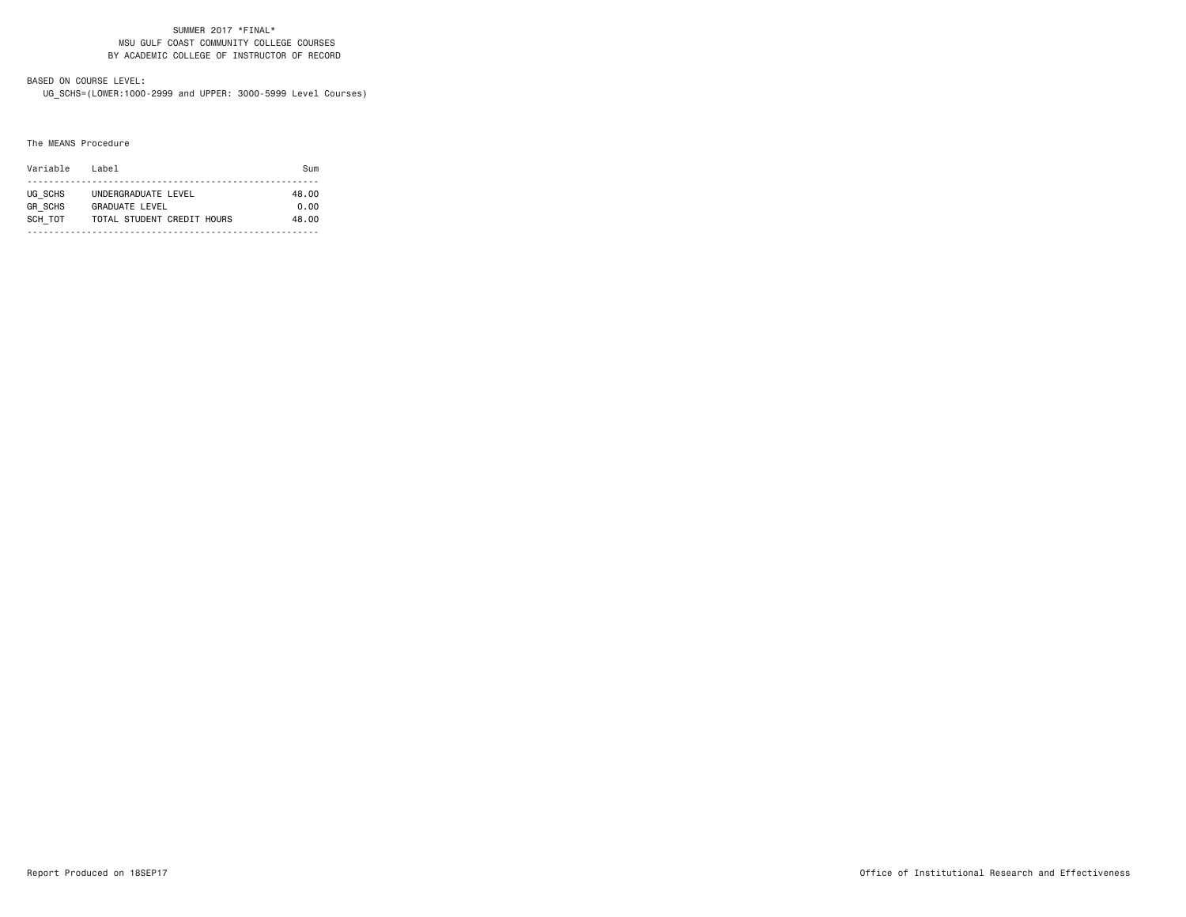SUMMER 2017 *FINAL*
MSU GULF COAST COMMUNITY COLLEGE COURSES
BY ACADEMIC COLLEGE OF INSTRUCTOR OF RECORD

BASED ON COURSE LEVEL:
UG_SCHS=(LOWER:1000-2999 and UPPER: 3000-5999 Level Courses)

The MEANS Procedure

| Variable | Label | Sum |
|---|---|---|
| UG_SCHS | UNDERGRADUATE LEVEL | 48.00 |
| GR_SCHS | GRADUATE LEVEL | 0.00 |
| SCH_TOT | TOTAL STUDENT CREDIT HOURS | 48.00 |

Report Produced on 18SEP17

Office of Institutional Research and Effectiveness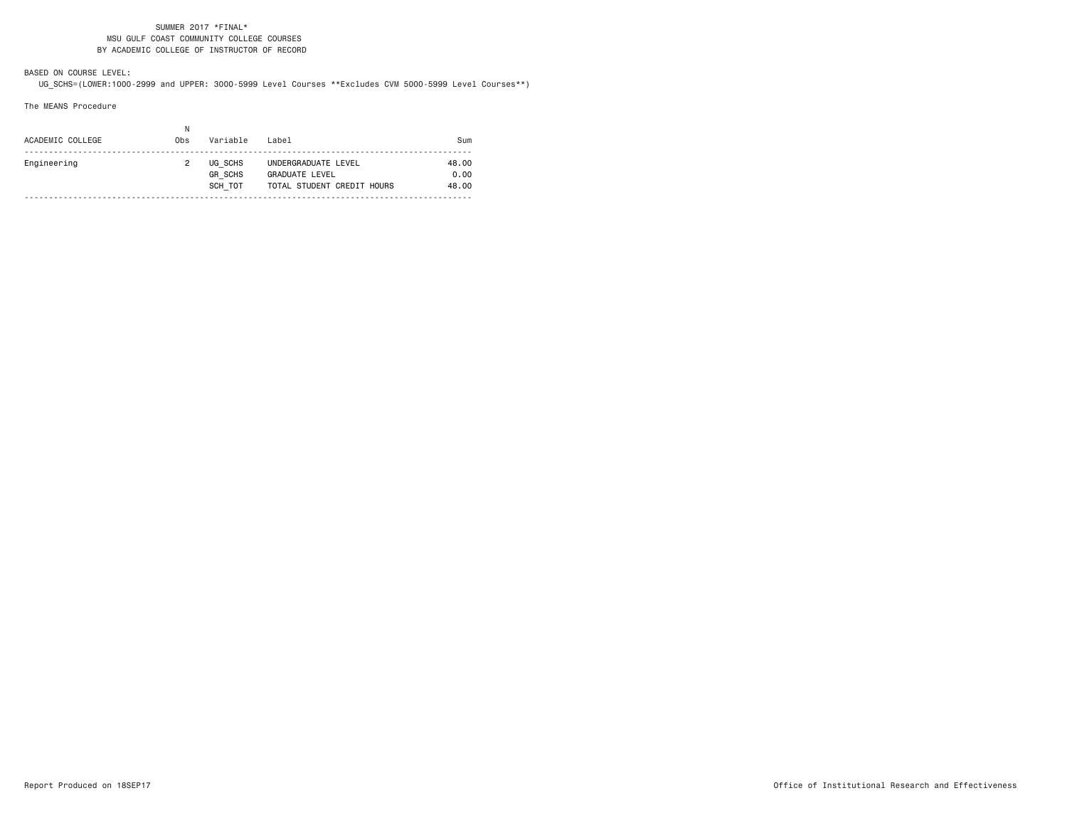SUMMER 2017 *FINAL*
MSU GULF COAST COMMUNITY COLLEGE COURSES
BY ACADEMIC COLLEGE OF INSTRUCTOR OF RECORD

BASED ON COURSE LEVEL:
UG_SCHS=(LOWER:1000-2999 and UPPER: 3000-5999 Level Courses **Excludes CVM 5000-5999 Level Courses**)

The MEANS Procedure

| ACADEMIC COLLEGE | N Obs | Variable | Label | Sum |
|---|---|---|---|---|
| Engineering | 2 | UG_SCHS | UNDERGRADUATE LEVEL | 48.00 |
| | | GR_SCHS | GRADUATE LEVEL | 0.00 |
| | | SCH_TOT | TOTAL STUDENT CREDIT HOURS | 48.00 |

Report Produced on 18SEP17

Office of Institutional Research and Effectiveness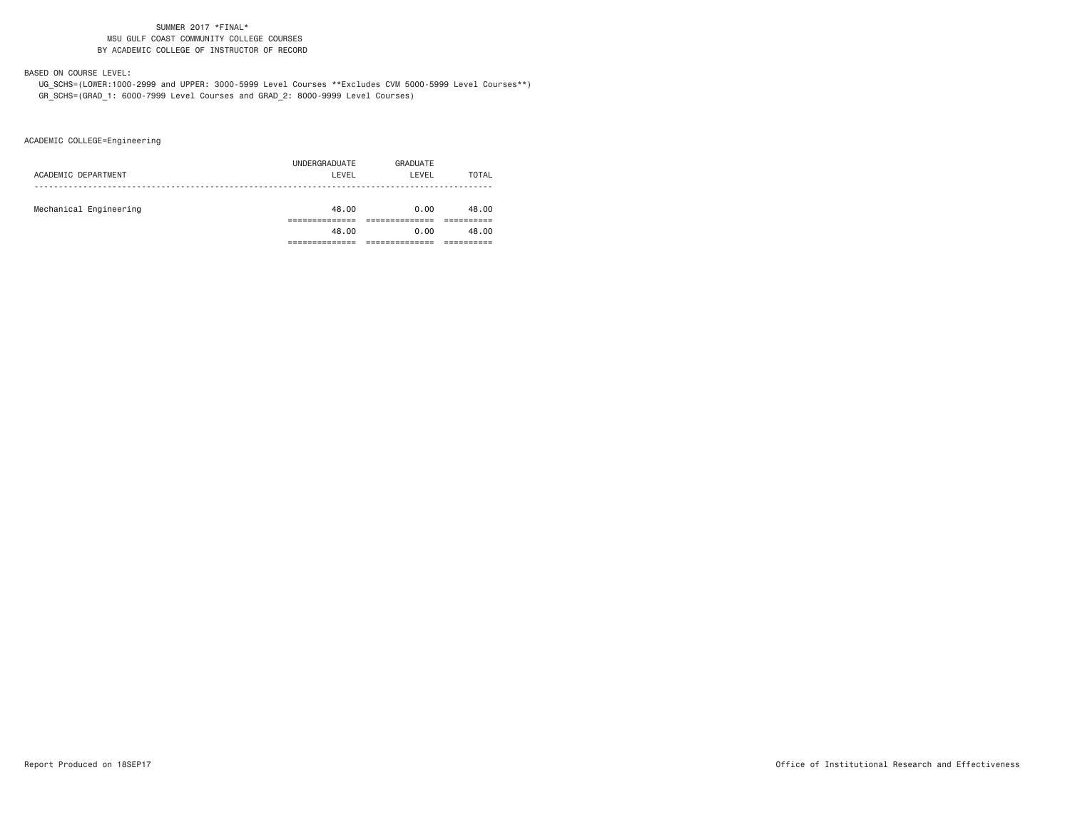SUMMER 2017 *FINAL*
MSU GULF COAST COMMUNITY COLLEGE COURSES
BY ACADEMIC COLLEGE OF INSTRUCTOR OF RECORD

BASED ON COURSE LEVEL:

UG_SCHS=(LOWER:1000-2999 and UPPER: 3000-5999 Level Courses **Excludes CVM 5000-5999 Level Courses**)
GR_SCHS=(GRAD_1: 6000-7999 Level Courses and GRAD_2: 8000-9999 Level Courses)

ACADEMIC COLLEGE=Engineering

| ACADEMIC DEPARTMENT | UNDERGRADUATE LEVEL | GRADUATE LEVEL | TOTAL |
|---|---|---|---|
| Mechanical Engineering | 48.00 | 0.00 | 48.00 |
| | 48.00 | 0.00 | 48.00 |

Report Produced on 18SEP17 Office of Institutional Research and Effectiveness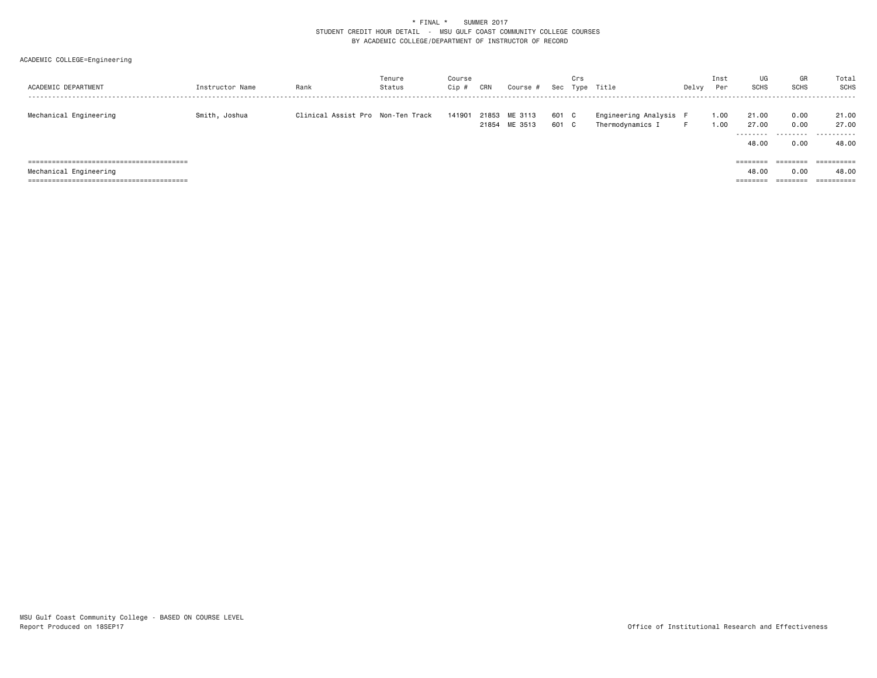\* FINAL \*    SUMMER 2017
STUDENT CREDIT HOUR DETAIL - MSU GULF COAST COMMUNITY COLLEGE COURSES
BY ACADEMIC COLLEGE/DEPARTMENT OF INSTRUCTOR OF RECORD

ACADEMIC COLLEGE=Engineering

| ACADEMIC DEPARTMENT | Instructor Name | Rank | Tenure Status | Course Cip # | CRN | Course # | Sec | Crs Type | Title | Delvy | Inst Per | UG SCHS | GR SCHS | Total SCHS |
|---|---|---|---|---|---|---|---|---|---|---|---|---|---|---|
| Mechanical Engineering | Smith, Joshua | Clinical Assist Pro | Non-Ten Track | 141901 | 21853 | ME 3113 | 601 | C | Engineering Analysis | F | 1.00 | 21.00 | 0.00 | 21.00 |
| | | | | | 21854 | ME 3513 | 601 | C | Thermodynamics I | F | 1.00 | 27.00 | 0.00 | 27.00 |
| | | | | | | | | | | | | 48.00 | 0.00 | 48.00 |
| Mechanical Engineering | | | | | | | | | | | | 48.00 | 0.00 | 48.00 |

MSU Gulf Coast Community College - BASED ON COURSE LEVEL
Report Produced on 18SEP17

Office of Institutional Research and Effectiveness